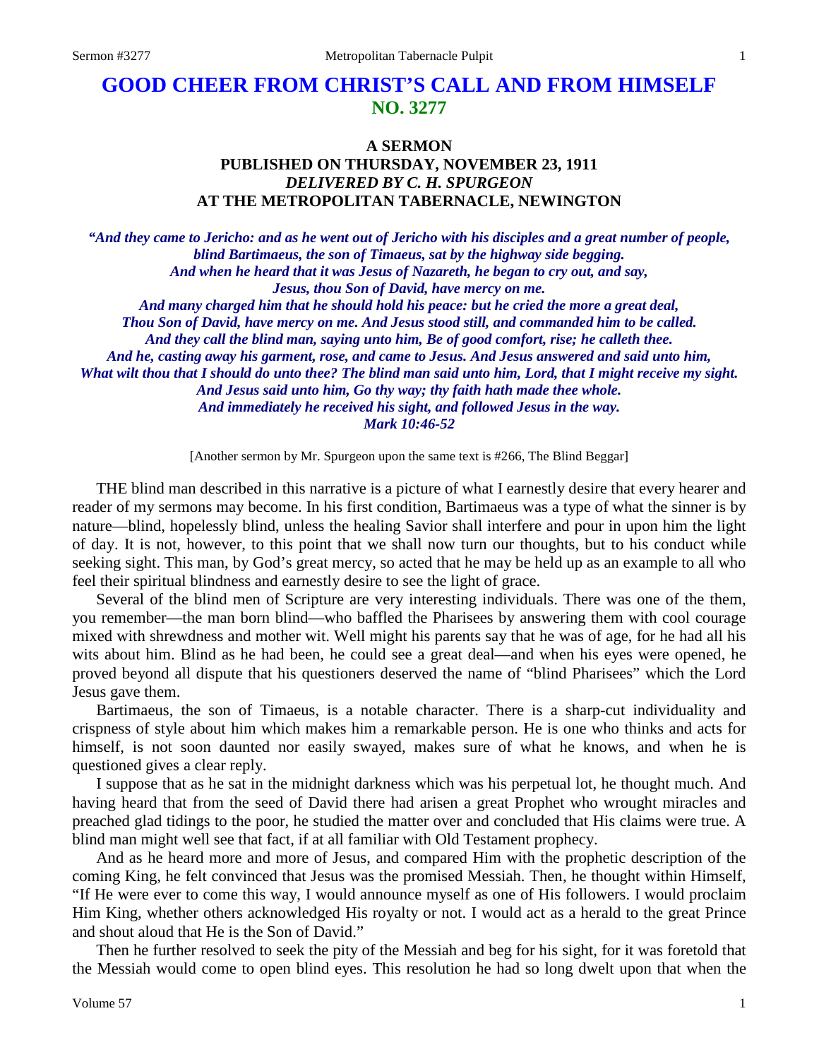# GOOD CHEER FROM CHRIST'S CALL AND FROM HIMSELF
## NO. 3277

### A SERMON
### PUBLISHED ON THURSDAY, NOVEMBER 23, 1911
### *DELIVERED BY C. H. SPURGEON*
### AT THE METROPOLITAN TABERNACLE, NEWINGTON

***"And they came to Jericho: and as he went out of Jericho with his disciples and a great number of people, blind Bartimaeus, the son of Timaeus, sat by the highway side begging. And when he heard that it was Jesus of Nazareth, he began to cry out, and say, Jesus, thou Son of David, have mercy on me. And many charged him that he should hold his peace: but he cried the more a great deal, Thou Son of David, have mercy on me. And Jesus stood still, and commanded him to be called. And they call the blind man, saying unto him, Be of good comfort, rise; he calleth thee. And he, casting away his garment, rose, and came to Jesus. And Jesus answered and said unto him, What wilt thou that I should do unto thee? The blind man said unto him, Lord, that I might receive my sight. And Jesus said unto him, Go thy way; thy faith hath made thee whole. And immediately he received his sight, and followed Jesus in the way. Mark 10:46-52***

[Another sermon by Mr. Spurgeon upon the same text is #266, The Blind Beggar]

THE blind man described in this narrative is a picture of what I earnestly desire that every hearer and reader of my sermons may become. In his first condition, Bartimaeus was a type of what the sinner is by nature—blind, hopelessly blind, unless the healing Savior shall interfere and pour in upon him the light of day. It is not, however, to this point that we shall now turn our thoughts, but to his conduct while seeking sight. This man, by God's great mercy, so acted that he may be held up as an example to all who feel their spiritual blindness and earnestly desire to see the light of grace.

Several of the blind men of Scripture are very interesting individuals. There was one of the them, you remember—the man born blind—who baffled the Pharisees by answering them with cool courage mixed with shrewdness and mother wit. Well might his parents say that he was of age, for he had all his wits about him. Blind as he had been, he could see a great deal—and when his eyes were opened, he proved beyond all dispute that his questioners deserved the name of "blind Pharisees" which the Lord Jesus gave them.

Bartimaeus, the son of Timaeus, is a notable character. There is a sharp-cut individuality and crispness of style about him which makes him a remarkable person. He is one who thinks and acts for himself, is not soon daunted nor easily swayed, makes sure of what he knows, and when he is questioned gives a clear reply.

I suppose that as he sat in the midnight darkness which was his perpetual lot, he thought much. And having heard that from the seed of David there had arisen a great Prophet who wrought miracles and preached glad tidings to the poor, he studied the matter over and concluded that His claims were true. A blind man might well see that fact, if at all familiar with Old Testament prophecy.

And as he heard more and more of Jesus, and compared Him with the prophetic description of the coming King, he felt convinced that Jesus was the promised Messiah. Then, he thought within Himself, "If He were ever to come this way, I would announce myself as one of His followers. I would proclaim Him King, whether others acknowledged His royalty or not. I would act as a herald to the great Prince and shout aloud that He is the Son of David."

Then he further resolved to seek the pity of the Messiah and beg for his sight, for it was foretold that the Messiah would come to open blind eyes. This resolution he had so long dwelt upon that when the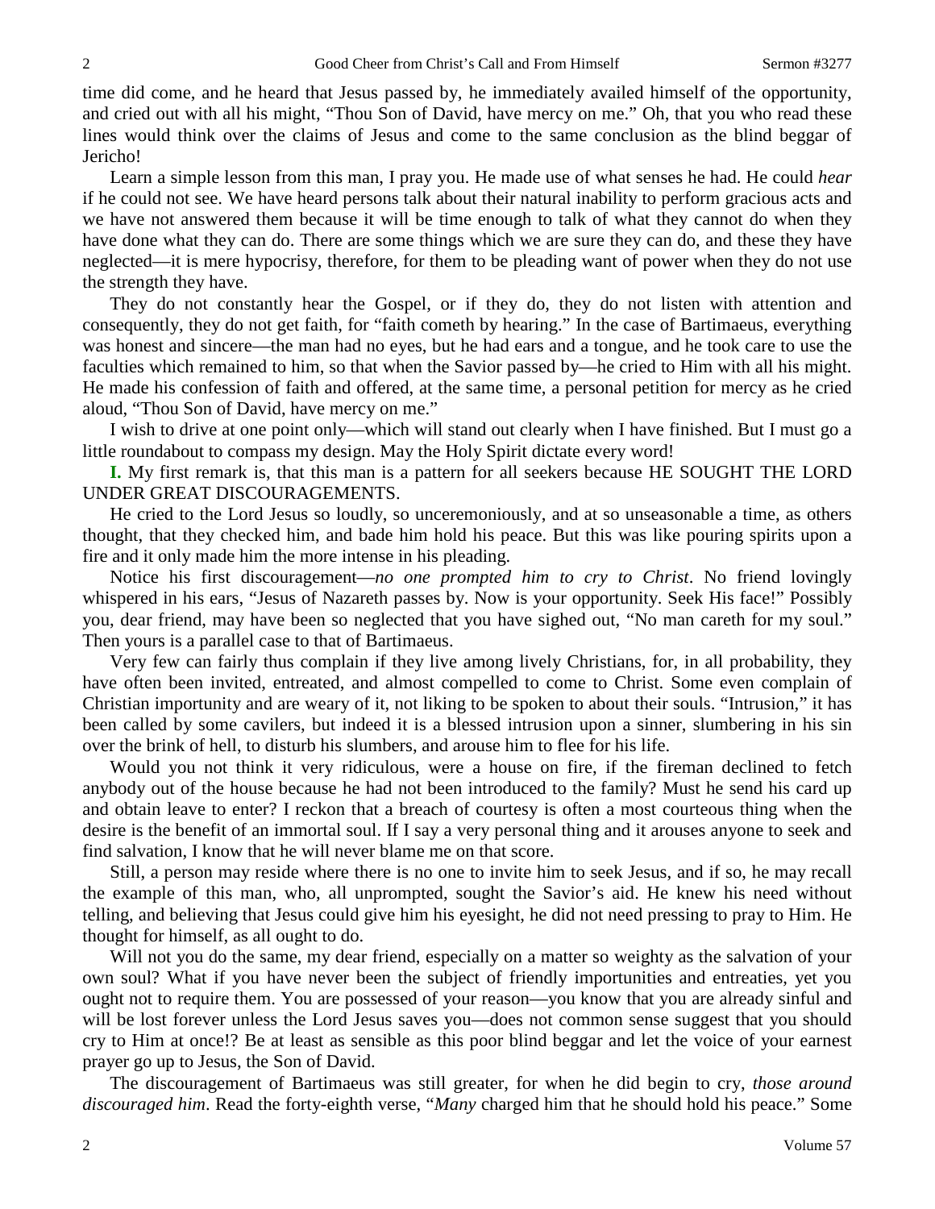time did come, and he heard that Jesus passed by, he immediately availed himself of the opportunity, and cried out with all his might, "Thou Son of David, have mercy on me." Oh, that you who read these lines would think over the claims of Jesus and come to the same conclusion as the blind beggar of Jericho!

Learn a simple lesson from this man, I pray you. He made use of what senses he had. He could *hear* if he could not see. We have heard persons talk about their natural inability to perform gracious acts and we have not answered them because it will be time enough to talk of what they cannot do when they have done what they can do. There are some things which we are sure they can do, and these they have neglected—it is mere hypocrisy, therefore, for them to be pleading want of power when they do not use the strength they have.

They do not constantly hear the Gospel, or if they do, they do not listen with attention and consequently, they do not get faith, for "faith cometh by hearing." In the case of Bartimaeus, everything was honest and sincere—the man had no eyes, but he had ears and a tongue, and he took care to use the faculties which remained to him, so that when the Savior passed by—he cried to Him with all his might. He made his confession of faith and offered, at the same time, a personal petition for mercy as he cried aloud, "Thou Son of David, have mercy on me."

I wish to drive at one point only—which will stand out clearly when I have finished. But I must go a little roundabout to compass my design. May the Holy Spirit dictate every word!

**I.** My first remark is, that this man is a pattern for all seekers because HE SOUGHT THE LORD UNDER GREAT DISCOURAGEMENTS.

He cried to the Lord Jesus so loudly, so unceremoniously, and at so unseasonable a time, as others thought, that they checked him, and bade him hold his peace. But this was like pouring spirits upon a fire and it only made him the more intense in his pleading.

Notice his first discouragement—*no one prompted him to cry to Christ*. No friend lovingly whispered in his ears, "Jesus of Nazareth passes by. Now is your opportunity. Seek His face!" Possibly you, dear friend, may have been so neglected that you have sighed out, "No man careth for my soul." Then yours is a parallel case to that of Bartimaeus.

Very few can fairly thus complain if they live among lively Christians, for, in all probability, they have often been invited, entreated, and almost compelled to come to Christ. Some even complain of Christian importunity and are weary of it, not liking to be spoken to about their souls. "Intrusion," it has been called by some cavilers, but indeed it is a blessed intrusion upon a sinner, slumbering in his sin over the brink of hell, to disturb his slumbers, and arouse him to flee for his life.

Would you not think it very ridiculous, were a house on fire, if the fireman declined to fetch anybody out of the house because he had not been introduced to the family? Must he send his card up and obtain leave to enter? I reckon that a breach of courtesy is often a most courteous thing when the desire is the benefit of an immortal soul. If I say a very personal thing and it arouses anyone to seek and find salvation, I know that he will never blame me on that score.

Still, a person may reside where there is no one to invite him to seek Jesus, and if so, he may recall the example of this man, who, all unprompted, sought the Savior's aid. He knew his need without telling, and believing that Jesus could give him his eyesight, he did not need pressing to pray to Him. He thought for himself, as all ought to do.

Will not you do the same, my dear friend, especially on a matter so weighty as the salvation of your own soul? What if you have never been the subject of friendly importunities and entreaties, yet you ought not to require them. You are possessed of your reason—you know that you are already sinful and will be lost forever unless the Lord Jesus saves you—does not common sense suggest that you should cry to Him at once!? Be at least as sensible as this poor blind beggar and let the voice of your earnest prayer go up to Jesus, the Son of David.

The discouragement of Bartimaeus was still greater, for when he did begin to cry, *those around discouraged him*. Read the forty-eighth verse, "*Many* charged him that he should hold his peace." Some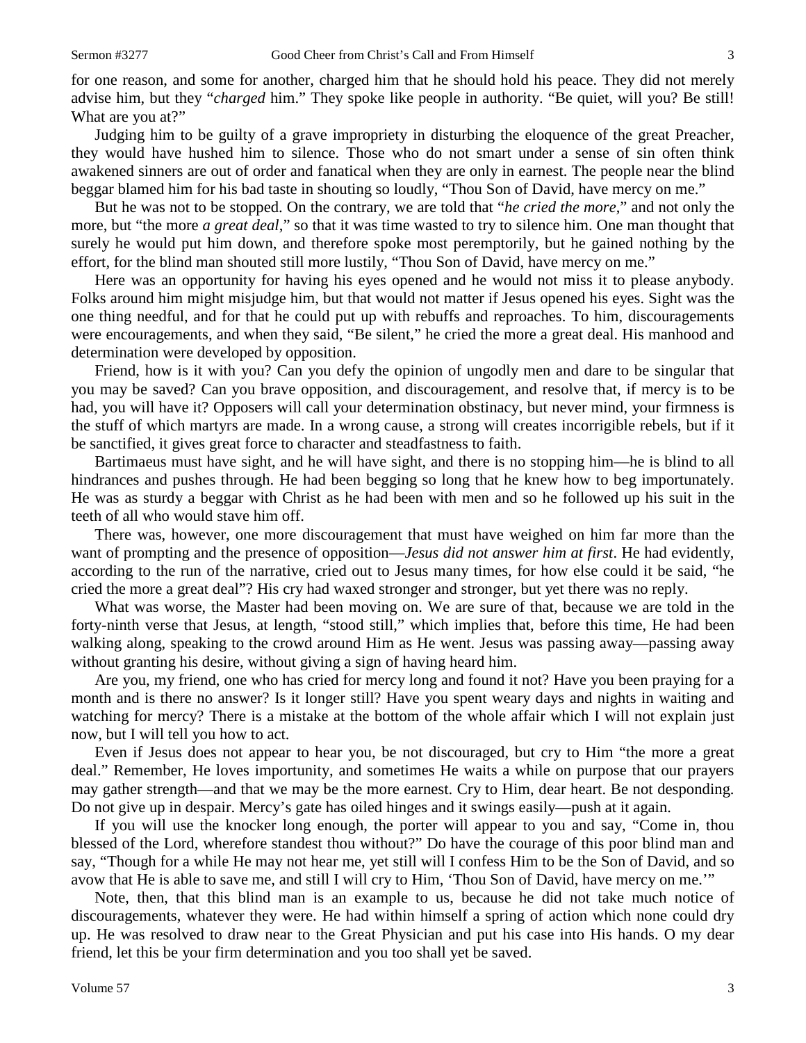for one reason, and some for another, charged him that he should hold his peace. They did not merely advise him, but they "*charged* him." They spoke like people in authority. "Be quiet, will you? Be still! What are you at?"

Judging him to be guilty of a grave impropriety in disturbing the eloquence of the great Preacher, they would have hushed him to silence. Those who do not smart under a sense of sin often think awakened sinners are out of order and fanatical when they are only in earnest. The people near the blind beggar blamed him for his bad taste in shouting so loudly, "Thou Son of David, have mercy on me."

But he was not to be stopped. On the contrary, we are told that "*he cried the more*," and not only the more, but "the more *a great deal*," so that it was time wasted to try to silence him. One man thought that surely he would put him down, and therefore spoke most peremptorily, but he gained nothing by the effort, for the blind man shouted still more lustily, "Thou Son of David, have mercy on me."

Here was an opportunity for having his eyes opened and he would not miss it to please anybody. Folks around him might misjudge him, but that would not matter if Jesus opened his eyes. Sight was the one thing needful, and for that he could put up with rebuffs and reproaches. To him, discouragements were encouragements, and when they said, "Be silent," he cried the more a great deal. His manhood and determination were developed by opposition.

Friend, how is it with you? Can you defy the opinion of ungodly men and dare to be singular that you may be saved? Can you brave opposition, and discouragement, and resolve that, if mercy is to be had, you will have it? Opposers will call your determination obstinacy, but never mind, your firmness is the stuff of which martyrs are made. In a wrong cause, a strong will creates incorrigible rebels, but if it be sanctified, it gives great force to character and steadfastness to faith.

Bartimaeus must have sight, and he will have sight, and there is no stopping him—he is blind to all hindrances and pushes through. He had been begging so long that he knew how to beg importunately. He was as sturdy a beggar with Christ as he had been with men and so he followed up his suit in the teeth of all who would stave him off.

There was, however, one more discouragement that must have weighed on him far more than the want of prompting and the presence of opposition—*Jesus did not answer him at first*. He had evidently, according to the run of the narrative, cried out to Jesus many times, for how else could it be said, "he cried the more a great deal"? His cry had waxed stronger and stronger, but yet there was no reply.

What was worse, the Master had been moving on. We are sure of that, because we are told in the forty-ninth verse that Jesus, at length, "stood still," which implies that, before this time, He had been walking along, speaking to the crowd around Him as He went. Jesus was passing away—passing away without granting his desire, without giving a sign of having heard him.

Are you, my friend, one who has cried for mercy long and found it not? Have you been praying for a month and is there no answer? Is it longer still? Have you spent weary days and nights in waiting and watching for mercy? There is a mistake at the bottom of the whole affair which I will not explain just now, but I will tell you how to act.

Even if Jesus does not appear to hear you, be not discouraged, but cry to Him "the more a great deal." Remember, He loves importunity, and sometimes He waits a while on purpose that our prayers may gather strength—and that we may be the more earnest. Cry to Him, dear heart. Be not desponding. Do not give up in despair. Mercy's gate has oiled hinges and it swings easily—push at it again.

If you will use the knocker long enough, the porter will appear to you and say, "Come in, thou blessed of the Lord, wherefore standest thou without?" Do have the courage of this poor blind man and say, "Though for a while He may not hear me, yet still will I confess Him to be the Son of David, and so avow that He is able to save me, and still I will cry to Him, 'Thou Son of David, have mercy on me.'"

Note, then, that this blind man is an example to us, because he did not take much notice of discouragements, whatever they were. He had within himself a spring of action which none could dry up. He was resolved to draw near to the Great Physician and put his case into His hands. O my dear friend, let this be your firm determination and you too shall yet be saved.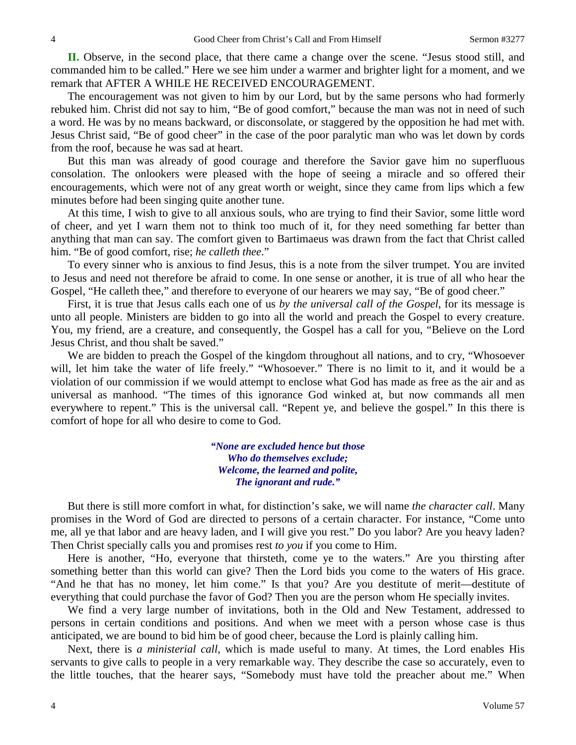**II.** Observe, in the second place, that there came a change over the scene. "Jesus stood still, and commanded him to be called." Here we see him under a warmer and brighter light for a moment, and we remark that AFTER A WHILE HE RECEIVED ENCOURAGEMENT.

The encouragement was not given to him by our Lord, but by the same persons who had formerly rebuked him. Christ did not say to him, "Be of good comfort," because the man was not in need of such a word. He was by no means backward, or disconsolate, or staggered by the opposition he had met with. Jesus Christ said, "Be of good cheer" in the case of the poor paralytic man who was let down by cords from the roof, because he was sad at heart.

But this man was already of good courage and therefore the Savior gave him no superfluous consolation. The onlookers were pleased with the hope of seeing a miracle and so offered their encouragements, which were not of any great worth or weight, since they came from lips which a few minutes before had been singing quite another tune.

At this time, I wish to give to all anxious souls, who are trying to find their Savior, some little word of cheer, and yet I warn them not to think too much of it, for they need something far better than anything that man can say. The comfort given to Bartimaeus was drawn from the fact that Christ called him. "Be of good comfort, rise; *he calleth thee*."

To every sinner who is anxious to find Jesus, this is a note from the silver trumpet. You are invited to Jesus and need not therefore be afraid to come. In one sense or another, it is true of all who hear the Gospel, "He calleth thee," and therefore to everyone of our hearers we may say, "Be of good cheer."

First, it is true that Jesus calls each one of us *by the universal call of the Gospel*, for its message is unto all people. Ministers are bidden to go into all the world and preach the Gospel to every creature. You, my friend, are a creature, and consequently, the Gospel has a call for you, "Believe on the Lord Jesus Christ, and thou shalt be saved."

We are bidden to preach the Gospel of the kingdom throughout all nations, and to cry, "Whosoever will, let him take the water of life freely." "Whosoever." There is no limit to it, and it would be a violation of our commission if we would attempt to enclose what God has made as free as the air and as universal as manhood. "The times of this ignorance God winked at, but now commands all men everywhere to repent." This is the universal call. "Repent ye, and believe the gospel." In this there is comfort of hope for all who desire to come to God.

*"None are excluded hence but those*  
*Who do themselves exclude;*  
*Welcome, the learned and polite,*  
*The ignorant and rude."*

But there is still more comfort in what, for distinction's sake, we will name *the character call*. Many promises in the Word of God are directed to persons of a certain character. For instance, "Come unto me, all ye that labor and are heavy laden, and I will give you rest." Do you labor? Are you heavy laden? Then Christ specially calls you and promises rest *to you* if you come to Him.

Here is another, "Ho, everyone that thirsteth, come ye to the waters." Are you thirsting after something better than this world can give? Then the Lord bids you come to the waters of His grace. "And he that has no money, let him come." Is that you? Are you destitute of merit—destitute of everything that could purchase the favor of God? Then you are the person whom He specially invites.

We find a very large number of invitations, both in the Old and New Testament, addressed to persons in certain conditions and positions. And when we meet with a person whose case is thus anticipated, we are bound to bid him be of good cheer, because the Lord is plainly calling him.

Next, there is *a ministerial call*, which is made useful to many. At times, the Lord enables His servants to give calls to people in a very remarkable way. They describe the case so accurately, even to the little touches, that the hearer says, "Somebody must have told the preacher about me." When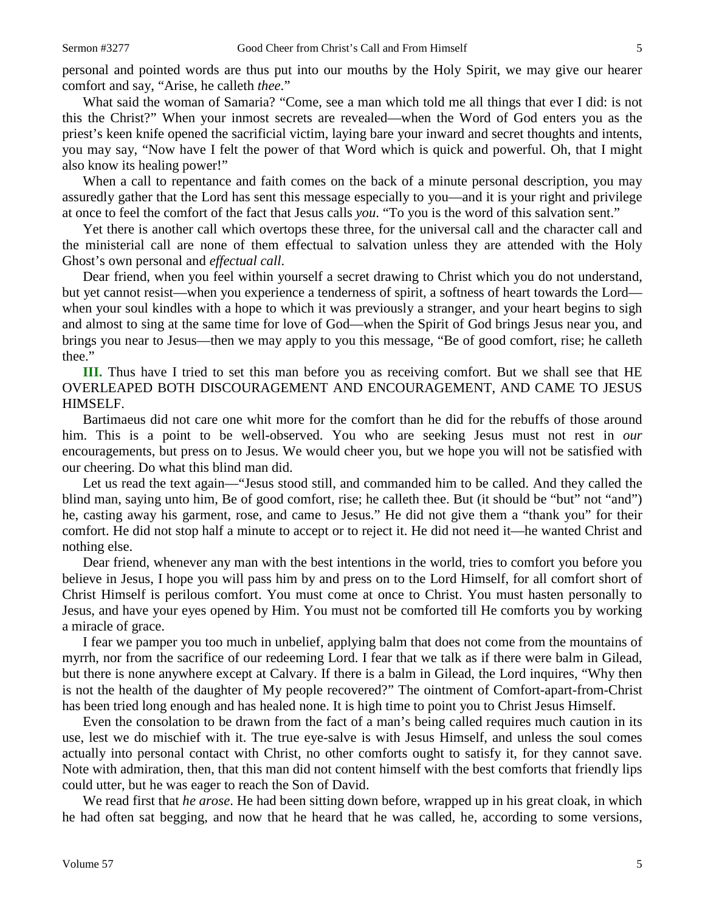personal and pointed words are thus put into our mouths by the Holy Spirit, we may give our hearer comfort and say, "Arise, he calleth *thee*."

What said the woman of Samaria? "Come, see a man which told me all things that ever I did: is not this the Christ?" When your inmost secrets are revealed—when the Word of God enters you as the priest's keen knife opened the sacrificial victim, laying bare your inward and secret thoughts and intents, you may say, "Now have I felt the power of that Word which is quick and powerful. Oh, that I might also know its healing power!"

When a call to repentance and faith comes on the back of a minute personal description, you may assuredly gather that the Lord has sent this message especially to you—and it is your right and privilege at once to feel the comfort of the fact that Jesus calls *you*. "To you is the word of this salvation sent."

Yet there is another call which overtops these three, for the universal call and the character call and the ministerial call are none of them effectual to salvation unless they are attended with the Holy Ghost's own personal and *effectual call*.

Dear friend, when you feel within yourself a secret drawing to Christ which you do not understand, but yet cannot resist—when you experience a tenderness of spirit, a softness of heart towards the Lord—when your soul kindles with a hope to which it was previously a stranger, and your heart begins to sigh and almost to sing at the same time for love of God—when the Spirit of God brings Jesus near you, and brings you near to Jesus—then we may apply to you this message, "Be of good comfort, rise; he calleth thee."

**III.** Thus have I tried to set this man before you as receiving comfort. But we shall see that HE OVERLEAPED BOTH DISCOURAGEMENT AND ENCOURAGEMENT, AND CAME TO JESUS HIMSELF.

Bartimaeus did not care one whit more for the comfort than he did for the rebuffs of those around him. This is a point to be well-observed. You who are seeking Jesus must not rest in *our* encouragements, but press on to Jesus. We would cheer you, but we hope you will not be satisfied with our cheering. Do what this blind man did.

Let us read the text again—"Jesus stood still, and commanded him to be called. And they called the blind man, saying unto him, Be of good comfort, rise; he calleth thee. But (it should be "but" not "and") he, casting away his garment, rose, and came to Jesus." He did not give them a "thank you" for their comfort. He did not stop half a minute to accept or to reject it. He did not need it—he wanted Christ and nothing else.

Dear friend, whenever any man with the best intentions in the world, tries to comfort you before you believe in Jesus, I hope you will pass him by and press on to the Lord Himself, for all comfort short of Christ Himself is perilous comfort. You must come at once to Christ. You must hasten personally to Jesus, and have your eyes opened by Him. You must not be comforted till He comforts you by working a miracle of grace.

I fear we pamper you too much in unbelief, applying balm that does not come from the mountains of myrrh, nor from the sacrifice of our redeeming Lord. I fear that we talk as if there were balm in Gilead, but there is none anywhere except at Calvary. If there is a balm in Gilead, the Lord inquires, "Why then is not the health of the daughter of My people recovered?" The ointment of Comfort-apart-from-Christ has been tried long enough and has healed none. It is high time to point you to Christ Jesus Himself.

Even the consolation to be drawn from the fact of a man's being called requires much caution in its use, lest we do mischief with it. The true eye-salve is with Jesus Himself, and unless the soul comes actually into personal contact with Christ, no other comforts ought to satisfy it, for they cannot save. Note with admiration, then, that this man did not content himself with the best comforts that friendly lips could utter, but he was eager to reach the Son of David.

We read first that *he arose*. He had been sitting down before, wrapped up in his great cloak, in which he had often sat begging, and now that he heard that he was called, he, according to some versions,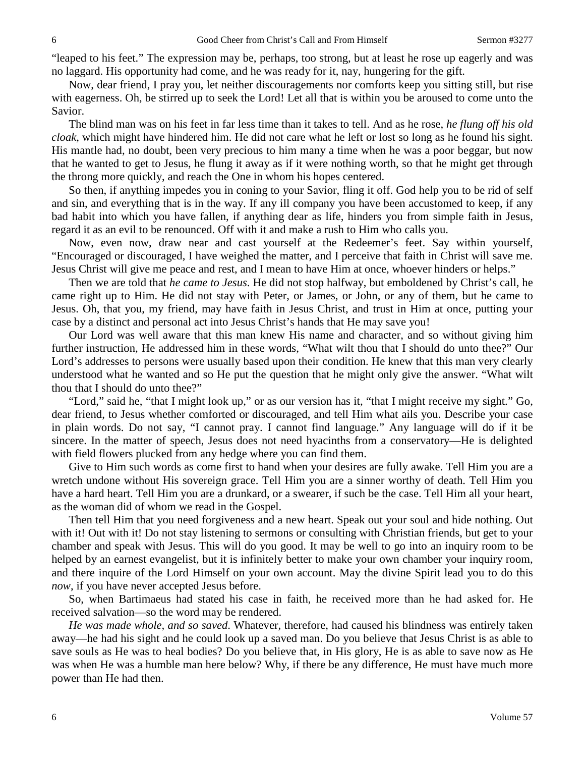"leaped to his feet." The expression may be, perhaps, too strong, but at least he rose up eagerly and was no laggard. His opportunity had come, and he was ready for it, nay, hungering for the gift.

Now, dear friend, I pray you, let neither discouragements nor comforts keep you sitting still, but rise with eagerness. Oh, be stirred up to seek the Lord! Let all that is within you be aroused to come unto the Savior.

The blind man was on his feet in far less time than it takes to tell. And as he rose, *he flung off his old cloak*, which might have hindered him. He did not care what he left or lost so long as he found his sight. His mantle had, no doubt, been very precious to him many a time when he was a poor beggar, but now that he wanted to get to Jesus, he flung it away as if it were nothing worth, so that he might get through the throng more quickly, and reach the One in whom his hopes centered.

So then, if anything impedes you in coning to your Savior, fling it off. God help you to be rid of self and sin, and everything that is in the way. If any ill company you have been accustomed to keep, if any bad habit into which you have fallen, if anything dear as life, hinders you from simple faith in Jesus, regard it as an evil to be renounced. Off with it and make a rush to Him who calls you.

Now, even now, draw near and cast yourself at the Redeemer's feet. Say within yourself, "Encouraged or discouraged, I have weighed the matter, and I perceive that faith in Christ will save me. Jesus Christ will give me peace and rest, and I mean to have Him at once, whoever hinders or helps."

Then we are told that *he came to Jesus*. He did not stop halfway, but emboldened by Christ's call, he came right up to Him. He did not stay with Peter, or James, or John, or any of them, but he came to Jesus. Oh, that you, my friend, may have faith in Jesus Christ, and trust in Him at once, putting your case by a distinct and personal act into Jesus Christ's hands that He may save you!

Our Lord was well aware that this man knew His name and character, and so without giving him further instruction, He addressed him in these words, "What wilt thou that I should do unto thee?" Our Lord's addresses to persons were usually based upon their condition. He knew that this man very clearly understood what he wanted and so He put the question that he might only give the answer. "What wilt thou that I should do unto thee?"

"Lord," said he, "that I might look up," or as our version has it, "that I might receive my sight." Go, dear friend, to Jesus whether comforted or discouraged, and tell Him what ails you. Describe your case in plain words. Do not say, "I cannot pray. I cannot find language." Any language will do if it be sincere. In the matter of speech, Jesus does not need hyacinths from a conservatory—He is delighted with field flowers plucked from any hedge where you can find them.

Give to Him such words as come first to hand when your desires are fully awake. Tell Him you are a wretch undone without His sovereign grace. Tell Him you are a sinner worthy of death. Tell Him you have a hard heart. Tell Him you are a drunkard, or a swearer, if such be the case. Tell Him all your heart, as the woman did of whom we read in the Gospel.

Then tell Him that you need forgiveness and a new heart. Speak out your soul and hide nothing. Out with it! Out with it! Do not stay listening to sermons or consulting with Christian friends, but get to your chamber and speak with Jesus. This will do you good. It may be well to go into an inquiry room to be helped by an earnest evangelist, but it is infinitely better to make your own chamber your inquiry room, and there inquire of the Lord Himself on your own account. May the divine Spirit lead you to do this *now*, if you have never accepted Jesus before.

So, when Bartimaeus had stated his case in faith, he received more than he had asked for. He received salvation—so the word may be rendered.

*He was made whole, and so saved*. Whatever, therefore, had caused his blindness was entirely taken away—he had his sight and he could look up a saved man. Do you believe that Jesus Christ is as able to save souls as He was to heal bodies? Do you believe that, in His glory, He is as able to save now as He was when He was a humble man here below? Why, if there be any difference, He must have much more power than He had then.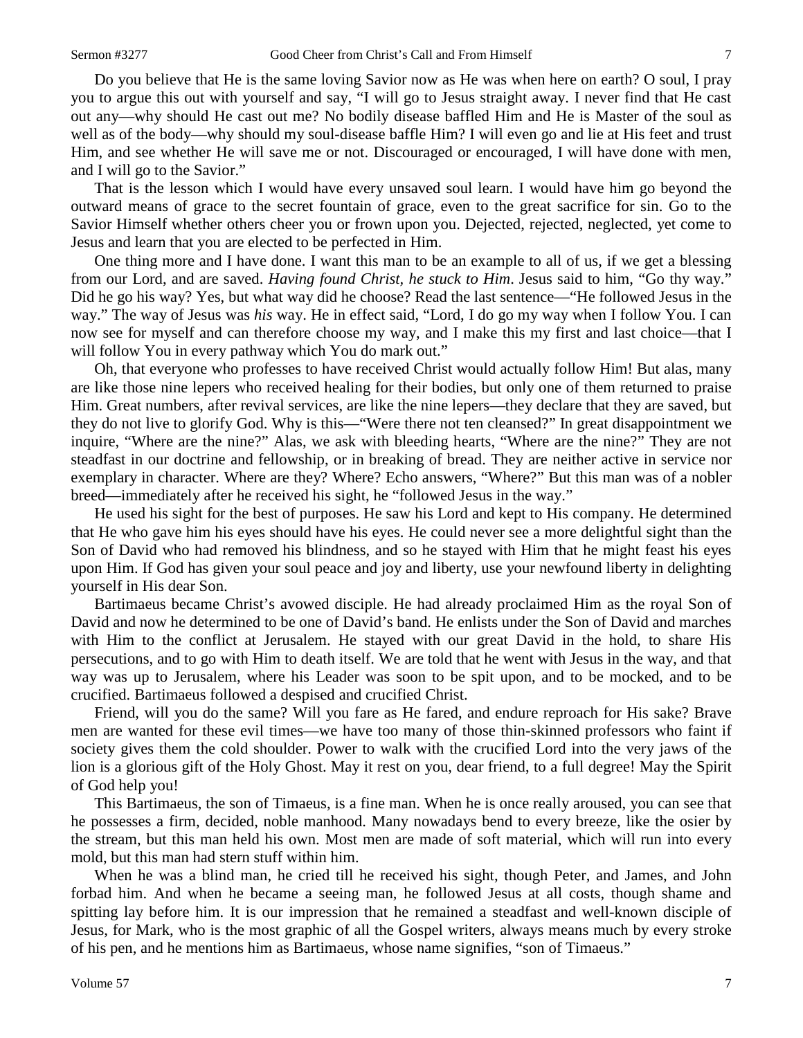Do you believe that He is the same loving Savior now as He was when here on earth? O soul, I pray you to argue this out with yourself and say, "I will go to Jesus straight away. I never find that He cast out any—why should He cast out me? No bodily disease baffled Him and He is Master of the soul as well as of the body—why should my soul-disease baffle Him? I will even go and lie at His feet and trust Him, and see whether He will save me or not. Discouraged or encouraged, I will have done with men, and I will go to the Savior."

That is the lesson which I would have every unsaved soul learn. I would have him go beyond the outward means of grace to the secret fountain of grace, even to the great sacrifice for sin. Go to the Savior Himself whether others cheer you or frown upon you. Dejected, rejected, neglected, yet come to Jesus and learn that you are elected to be perfected in Him.

One thing more and I have done. I want this man to be an example to all of us, if we get a blessing from our Lord, and are saved. *Having found Christ, he stuck to Him*. Jesus said to him, "Go thy way." Did he go his way? Yes, but what way did he choose? Read the last sentence—"He followed Jesus in the way." The way of Jesus was *his* way. He in effect said, "Lord, I do go my way when I follow You. I can now see for myself and can therefore choose my way, and I make this my first and last choice—that I will follow You in every pathway which You do mark out."

Oh, that everyone who professes to have received Christ would actually follow Him! But alas, many are like those nine lepers who received healing for their bodies, but only one of them returned to praise Him. Great numbers, after revival services, are like the nine lepers—they declare that they are saved, but they do not live to glorify God. Why is this—"Were there not ten cleansed?" In great disappointment we inquire, "Where are the nine?" Alas, we ask with bleeding hearts, "Where are the nine?" They are not steadfast in our doctrine and fellowship, or in breaking of bread. They are neither active in service nor exemplary in character. Where are they? Where? Echo answers, "Where?" But this man was of a nobler breed—immediately after he received his sight, he "followed Jesus in the way."

He used his sight for the best of purposes. He saw his Lord and kept to His company. He determined that He who gave him his eyes should have his eyes. He could never see a more delightful sight than the Son of David who had removed his blindness, and so he stayed with Him that he might feast his eyes upon Him. If God has given your soul peace and joy and liberty, use your newfound liberty in delighting yourself in His dear Son.

Bartimaeus became Christ's avowed disciple. He had already proclaimed Him as the royal Son of David and now he determined to be one of David's band. He enlists under the Son of David and marches with Him to the conflict at Jerusalem. He stayed with our great David in the hold, to share His persecutions, and to go with Him to death itself. We are told that he went with Jesus in the way, and that way was up to Jerusalem, where his Leader was soon to be spit upon, and to be mocked, and to be crucified. Bartimaeus followed a despised and crucified Christ.

Friend, will you do the same? Will you fare as He fared, and endure reproach for His sake? Brave men are wanted for these evil times—we have too many of those thin-skinned professors who faint if society gives them the cold shoulder. Power to walk with the crucified Lord into the very jaws of the lion is a glorious gift of the Holy Ghost. May it rest on you, dear friend, to a full degree! May the Spirit of God help you!

This Bartimaeus, the son of Timaeus, is a fine man. When he is once really aroused, you can see that he possesses a firm, decided, noble manhood. Many nowadays bend to every breeze, like the osier by the stream, but this man held his own. Most men are made of soft material, which will run into every mold, but this man had stern stuff within him.

When he was a blind man, he cried till he received his sight, though Peter, and James, and John forbad him. And when he became a seeing man, he followed Jesus at all costs, though shame and spitting lay before him. It is our impression that he remained a steadfast and well-known disciple of Jesus, for Mark, who is the most graphic of all the Gospel writers, always means much by every stroke of his pen, and he mentions him as Bartimaeus, whose name signifies, "son of Timaeus."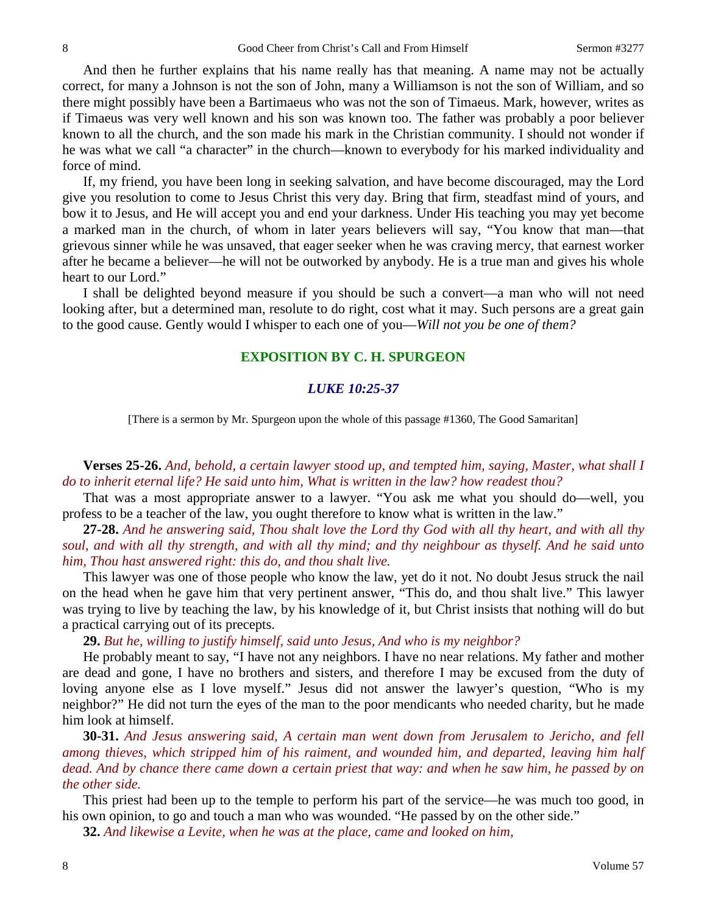And then he further explains that his name really has that meaning. A name may not be actually correct, for many a Johnson is not the son of John, many a Williamson is not the son of William, and so there might possibly have been a Bartimaeus who was not the son of Timaeus. Mark, however, writes as if Timaeus was very well known and his son was known too. The father was probably a poor believer known to all the church, and the son made his mark in the Christian community. I should not wonder if he was what we call "a character" in the church—known to everybody for his marked individuality and force of mind.

If, my friend, you have been long in seeking salvation, and have become discouraged, may the Lord give you resolution to come to Jesus Christ this very day. Bring that firm, steadfast mind of yours, and bow it to Jesus, and He will accept you and end your darkness. Under His teaching you may yet become a marked man in the church, of whom in later years believers will say, "You know that man—that grievous sinner while he was unsaved, that eager seeker when he was craving mercy, that earnest worker after he became a believer—he will not be outworked by anybody. He is a true man and gives his whole heart to our Lord."

I shall be delighted beyond measure if you should be such a convert—a man who will not need looking after, but a determined man, resolute to do right, cost what it may. Such persons are a great gain to the good cause. Gently would I whisper to each one of you—*Will not you be one of them?*

## EXPOSITION BY C. H. SPURGEON

### *LUKE 10:25-37*

[There is a sermon by Mr. Spurgeon upon the whole of this passage #1360, The Good Samaritan]

**Verses 25-26.** *And, behold, a certain lawyer stood up, and tempted him, saying, Master, what shall I do to inherit eternal life? He said unto him, What is written in the law? how readest thou?*

That was a most appropriate answer to a lawyer. "You ask me what you should do—well, you profess to be a teacher of the law, you ought therefore to know what is written in the law."

**27-28.** *And he answering said, Thou shalt love the Lord thy God with all thy heart, and with all thy soul, and with all thy strength, and with all thy mind; and thy neighbour as thyself. And he said unto him, Thou hast answered right: this do, and thou shalt live.*

This lawyer was one of those people who know the law, yet do it not. No doubt Jesus struck the nail on the head when he gave him that very pertinent answer, "This do, and thou shalt live." This lawyer was trying to live by teaching the law, by his knowledge of it, but Christ insists that nothing will do but a practical carrying out of its precepts.

**29.** *But he, willing to justify himself, said unto Jesus, And who is my neighbor?*

He probably meant to say, "I have not any neighbors. I have no near relations. My father and mother are dead and gone, I have no brothers and sisters, and therefore I may be excused from the duty of loving anyone else as I love myself." Jesus did not answer the lawyer's question, "Who is my neighbor?" He did not turn the eyes of the man to the poor mendicants who needed charity, but he made him look at himself.

**30-31.** *And Jesus answering said, A certain man went down from Jerusalem to Jericho, and fell among thieves, which stripped him of his raiment, and wounded him, and departed, leaving him half dead. And by chance there came down a certain priest that way: and when he saw him, he passed by on the other side.*

This priest had been up to the temple to perform his part of the service—he was much too good, in his own opinion, to go and touch a man who was wounded. "He passed by on the other side."

**32.** *And likewise a Levite, when he was at the place, came and looked on him,*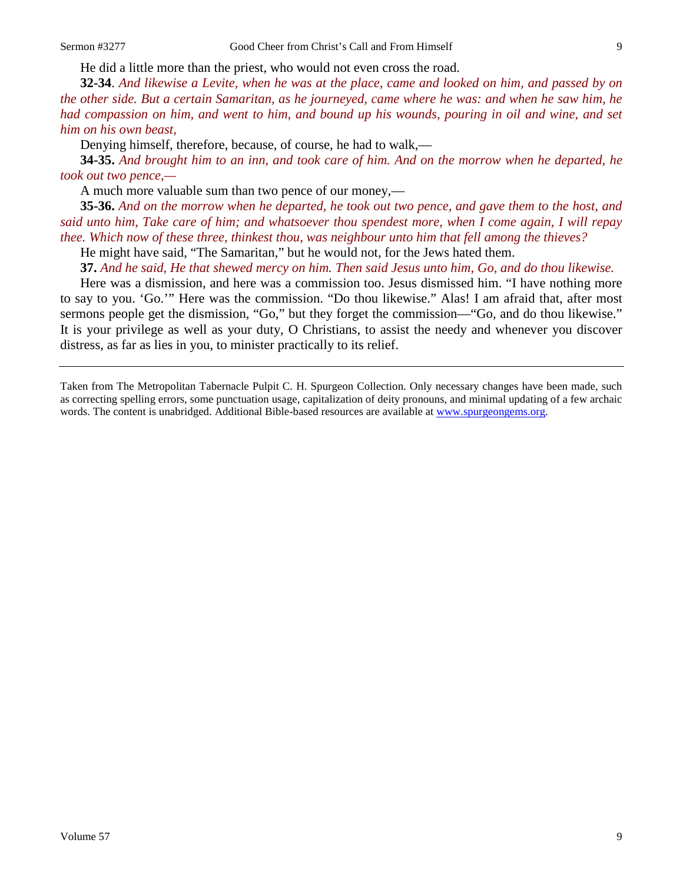He did a little more than the priest, who would not even cross the road.

**32-34**. *And likewise a Levite, when he was at the place, came and looked on him, and passed by on the other side. But a certain Samaritan, as he journeyed, came where he was: and when he saw him, he had compassion on him, and went to him, and bound up his wounds, pouring in oil and wine, and set him on his own beast,*

Denying himself, therefore, because, of course, he had to walk,—

**34-35.** *And brought him to an inn, and took care of him. And on the morrow when he departed, he took out two pence,—*

A much more valuable sum than two pence of our money,—

**35-36.** *And on the morrow when he departed, he took out two pence, and gave them to the host, and said unto him, Take care of him; and whatsoever thou spendest more, when I come again, I will repay thee. Which now of these three, thinkest thou, was neighbour unto him that fell among the thieves?*

He might have said, "The Samaritan," but he would not, for the Jews hated them.

**37.** *And he said, He that shewed mercy on him. Then said Jesus unto him, Go, and do thou likewise.*

Here was a dismission, and here was a commission too. Jesus dismissed him. "I have nothing more to say to you. 'Go.'" Here was the commission. "Do thou likewise." Alas! I am afraid that, after most sermons people get the dismission, "Go," but they forget the commission—"Go, and do thou likewise." It is your privilege as well as your duty, O Christians, to assist the needy and whenever you discover distress, as far as lies in you, to minister practically to its relief.

---

Taken from The Metropolitan Tabernacle Pulpit C. H. Spurgeon Collection. Only necessary changes have been made, such as correcting spelling errors, some punctuation usage, capitalization of deity pronouns, and minimal updating of a few archaic words. The content is unabridged. Additional Bible-based resources are available at www.spurgeongems.org.